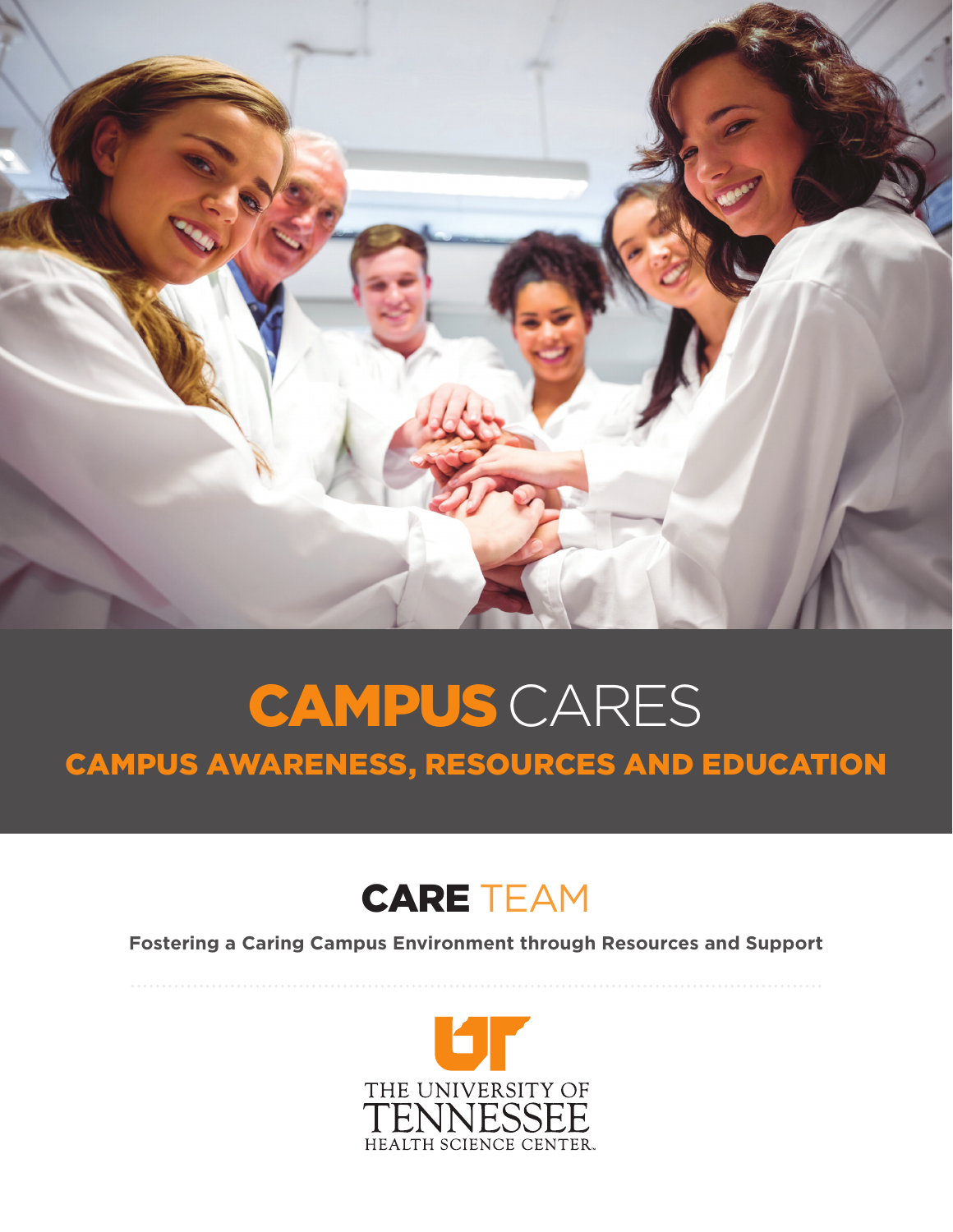# CAMPUS CARES

## CAMPUS AWARENESS, RESOURCES AND EDUCATION

## CARE TEAM

**Fostering a Caring Campus Environment through Resources and Support**

THE UNIVERSITY OF TENNESSEE HEALTH SCIENCE CENTER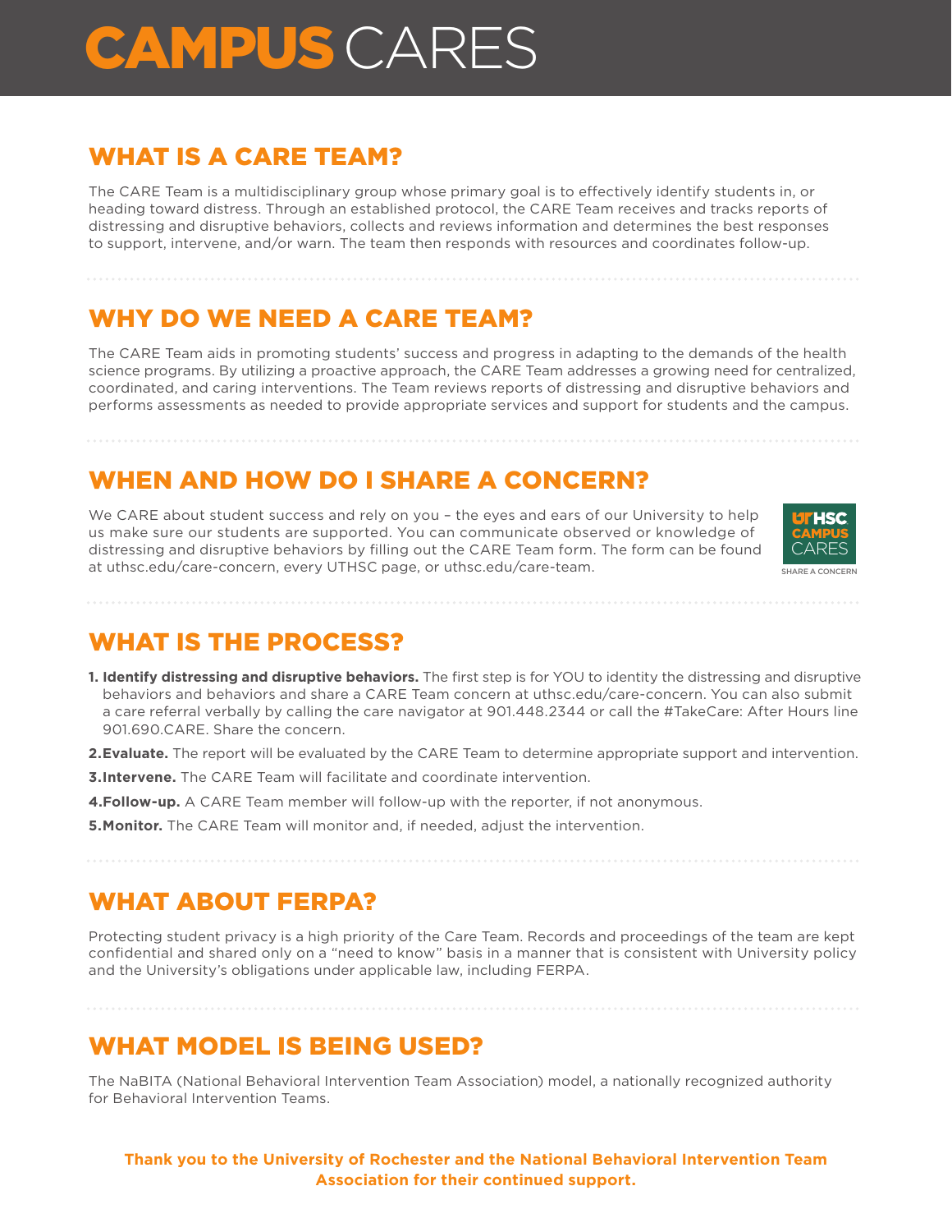# CAMPUS CARES

## WHAT IS A CARE TEAM?

The CARE Team is a multidisciplinary group whose primary goal is to effectively identify students in, or heading toward distress. Through an established protocol, the CARE Team receives and tracks reports of distressing and disruptive behaviors, collects and reviews information and determines the best responses to support, intervene, and/or warn. The team then responds with resources and coordinates follow-up.

## WHY DO WE NEED A CARE TEAM?

The CARE Team aids in promoting students' success and progress in adapting to the demands of the health science programs. By utilizing a proactive approach, the CARE Team addresses a growing need for centralized, coordinated, and caring interventions. The Team reviews reports of distressing and disruptive behaviors and performs assessments as needed to provide appropriate services and support for students and the campus.

## WHEN AND HOW DO I SHARE A CONCERN?

We CARE about student success and rely on you – the eyes and ears of our University to help us make sure our students are supported. You can communicate observed or knowledge of distressing and disruptive behaviors by filling out the CARE Team form. The form can be found at uthsc.edu/care-concern, every UTHSC page, or uthsc.edu/care-team.

UTHSC CAMPUS CARES
SHARE A CONCERN

## WHAT IS THE PROCESS?

1. **Identify distressing and disruptive behaviors.** The first step is for YOU to identity the distressing and disruptive behaviors and behaviors and share a CARE Team concern at uthsc.edu/care-concern. You can also submit a care referral verbally by calling the care navigator at 901.448.2344 or call the #TakeCare: After Hours line 901.690.CARE. Share the concern.
2. **Evaluate.** The report will be evaluated by the CARE Team to determine appropriate support and intervention.
3. **Intervene.** The CARE Team will facilitate and coordinate intervention.
4. **Follow-up.** A CARE Team member will follow-up with the reporter, if not anonymous.
5. **Monitor.** The CARE Team will monitor and, if needed, adjust the intervention.

## WHAT ABOUT FERPA?

Protecting student privacy is a high priority of the Care Team. Records and proceedings of the team are kept confidential and shared only on a "need to know" basis in a manner that is consistent with University policy and the University's obligations under applicable law, including FERPA.

## WHAT MODEL IS BEING USED?

The NaBITA (National Behavioral Intervention Team Association) model, a nationally recognized authority for Behavioral Intervention Teams.

**Thank you to the University of Rochester and the National Behavioral Intervention Team Association for their continued support.**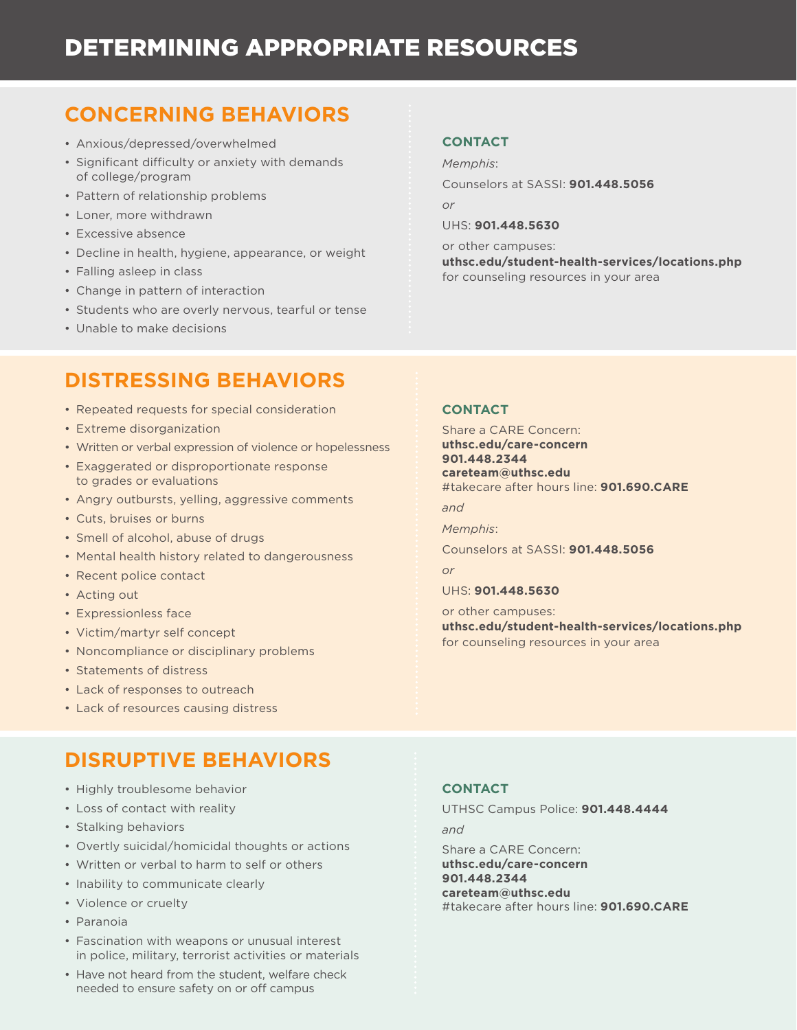# DETERMINING APPROPRIATE RESOURCES

## CONCERNING BEHAVIORS

- Anxious/depressed/overwhelmed
- Significant difficulty or anxiety with demands of college/program
- Pattern of relationship problems
- Loner, more withdrawn
- Excessive absence
- Decline in health, hygiene, appearance, or weight
- Falling asleep in class
- Change in pattern of interaction
- Students who are overly nervous, tearful or tense
- Unable to make decisions

### CONTACT

*Memphis*:

Counselors at SASSI: **901.448.5056**

*or*

UHS: **901.448.5630**

or other campuses:
**uthsc.edu/student-health-services/locations.php**
for counseling resources in your area

## DISTRESSING BEHAVIORS

- Repeated requests for special consideration
- Extreme disorganization
- Written or verbal expression of violence or hopelessness
- Exaggerated or disproportionate response to grades or evaluations
- Angry outbursts, yelling, aggressive comments
- Cuts, bruises or burns
- Smell of alcohol, abuse of drugs
- Mental health history related to dangerousness
- Recent police contact
- Acting out
- Expressionless face
- Victim/martyr self concept
- Noncompliance or disciplinary problems
- Statements of distress
- Lack of responses to outreach
- Lack of resources causing distress

### CONTACT

Share a CARE Concern:
**uthsc.edu/care-concern**
**901.448.2344**
**careteam@uthsc.edu**
#takecare after hours line: **901.690.CARE**

*and*

*Memphis*:

Counselors at SASSI: **901.448.5056**

*or*

UHS: **901.448.5630**

or other campuses:
**uthsc.edu/student-health-services/locations.php**
for counseling resources in your area

## DISRUPTIVE BEHAVIORS

- Highly troublesome behavior
- Loss of contact with reality
- Stalking behaviors
- Overtly suicidal/homicidal thoughts or actions
- Written or verbal to harm to self or others
- Inability to communicate clearly
- Violence or cruelty
- Paranoia
- Fascination with weapons or unusual interest in police, military, terrorist activities or materials
- Have not heard from the student, welfare check needed to ensure safety on or off campus

### CONTACT

UTHSC Campus Police: **901.448.4444**

*and*

Share a CARE Concern:
**uthsc.edu/care-concern**
**901.448.2344**
**careteam@uthsc.edu**
#takecare after hours line: **901.690.CARE**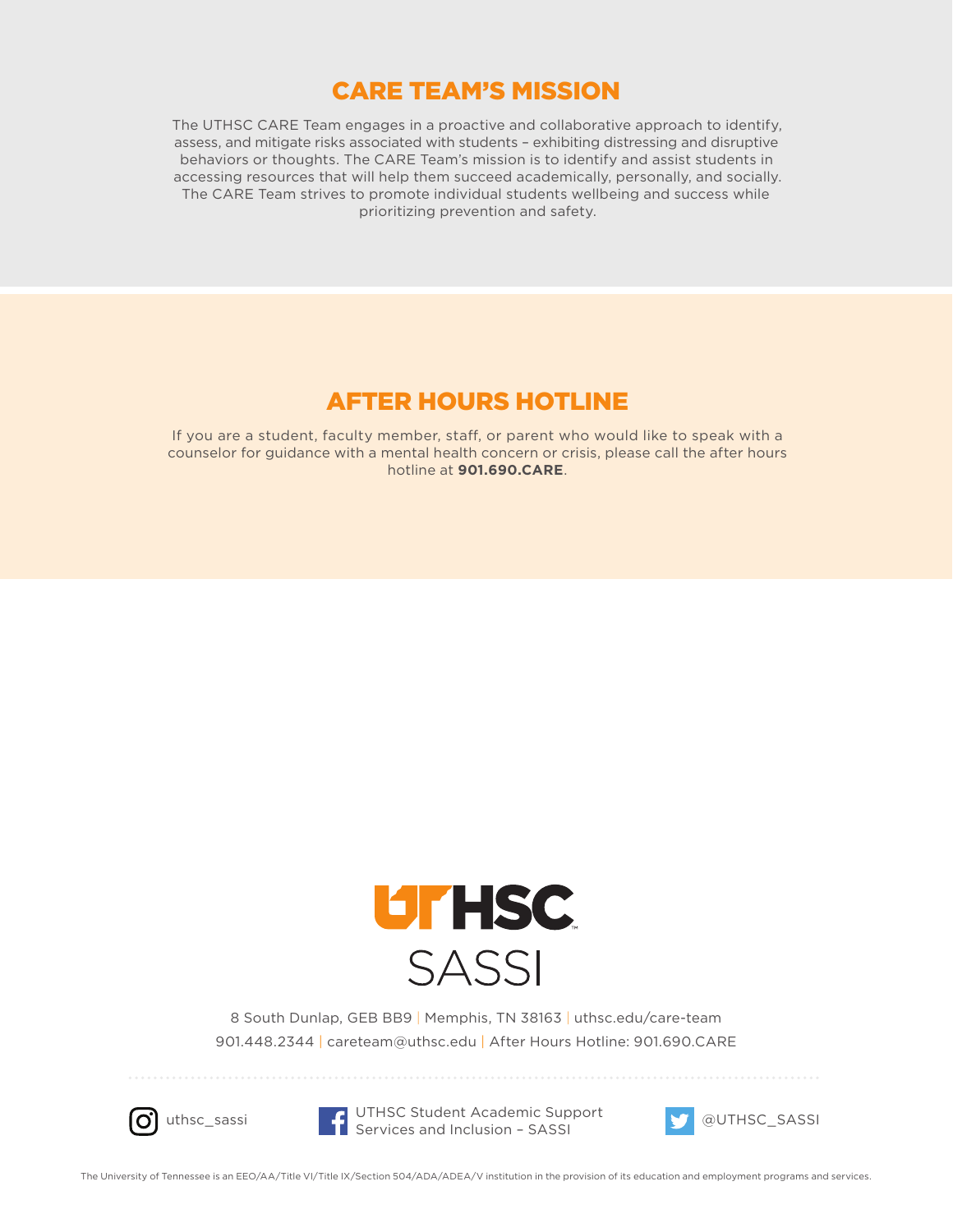## CARE TEAM'S MISSION

The UTHSC CARE Team engages in a proactive and collaborative approach to identify, assess, and mitigate risks associated with students – exhibiting distressing and disruptive behaviors or thoughts. The CARE Team's mission is to identify and assist students in accessing resources that will help them succeed academically, personally, and socially. The CARE Team strives to promote individual students wellbeing and success while prioritizing prevention and safety.

## AFTER HOURS HOTLINE

If you are a student, faculty member, staff, or parent who would like to speak with a counselor for guidance with a mental health concern or crisis, please call the after hours hotline at **901.690.CARE**.

UTHSC
SASSI

8 South Dunlap, GEB BB9 | Memphis, TN 38163 | uthsc.edu/care-team
901.448.2344 | careteam@uthsc.edu | After Hours Hotline: 901.690.CARE

uthsc_sassi

UTHSC Student Academic Support Services and Inclusion – SASSI

@UTHSC_SASSI

The University of Tennessee is an EEO/AA/Title VI/Title IX/Section 504/ADA/ADEA/V institution in the provision of its education and employment programs and services.